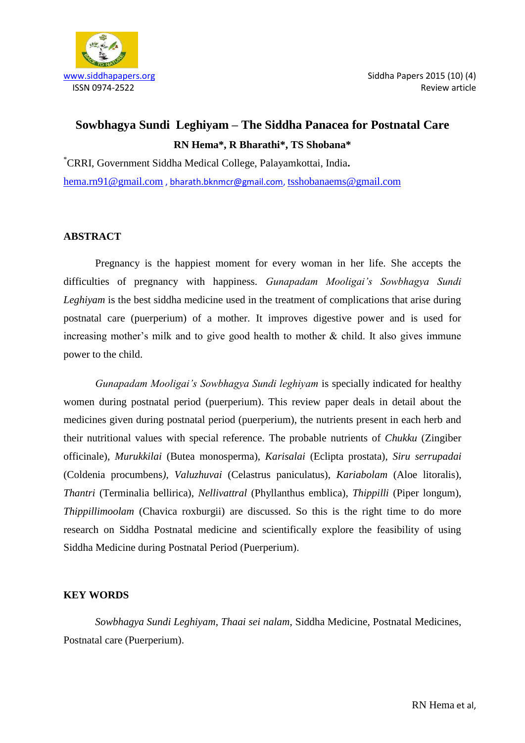www.siddhapapers.org
ISSN 0974-2522

Siddha Papers 2015 (10) (4)
Review article

# Sowbhagya Sundi Leghiyam – The Siddha Panacea for Postnatal Care

**RN Hema*, R Bharathi*, TS Shobana***

*CRRI, Government Siddha Medical College, Palayamkottai, India.

hema.rn91@gmail.com , bharath.bknmcr@gmail.com, tsshobanaems@gmail.com

## ABSTRACT

Pregnancy is the happiest moment for every woman in her life. She accepts the difficulties of pregnancy with happiness. *Gunapadam Mooligai's Sowbhagya Sundi Leghiyam* is the best siddha medicine used in the treatment of complications that arise during postnatal care (puerperium) of a mother. It improves digestive power and is used for increasing mother's milk and to give good health to mother & child. It also gives immune power to the child.

*Gunapadam Mooligai's Sowbhagya Sundi leghiyam* is specially indicated for healthy women during postnatal period (puerperium). This review paper deals in detail about the medicines given during postnatal period (puerperium), the nutrients present in each herb and their nutritional values with special reference. The probable nutrients of *Chukku* (Zingiber officinale), *Murukkilai* (Butea monosperma), *Karisalai* (Eclipta prostata), *Siru serrupadai* (Coldenia procumbens*)*, *Valuzhuvai* (Celastrus paniculatus), *Kariabolam* (Aloe litoralis), *Thantri* (Terminalia bellirica), *Nellivattral* (Phyllanthus emblica), *Thippilli* (Piper longum), *Thippillimoolam* (Chavica roxburgii) are discussed. So this is the right time to do more research on Siddha Postnatal medicine and scientifically explore the feasibility of using Siddha Medicine during Postnatal Period (Puerperium).

## KEY WORDS

*Sowbhagya Sundi Leghiyam*, *Thaai sei nalam*, Siddha Medicine, Postnatal Medicines, Postnatal care (Puerperium).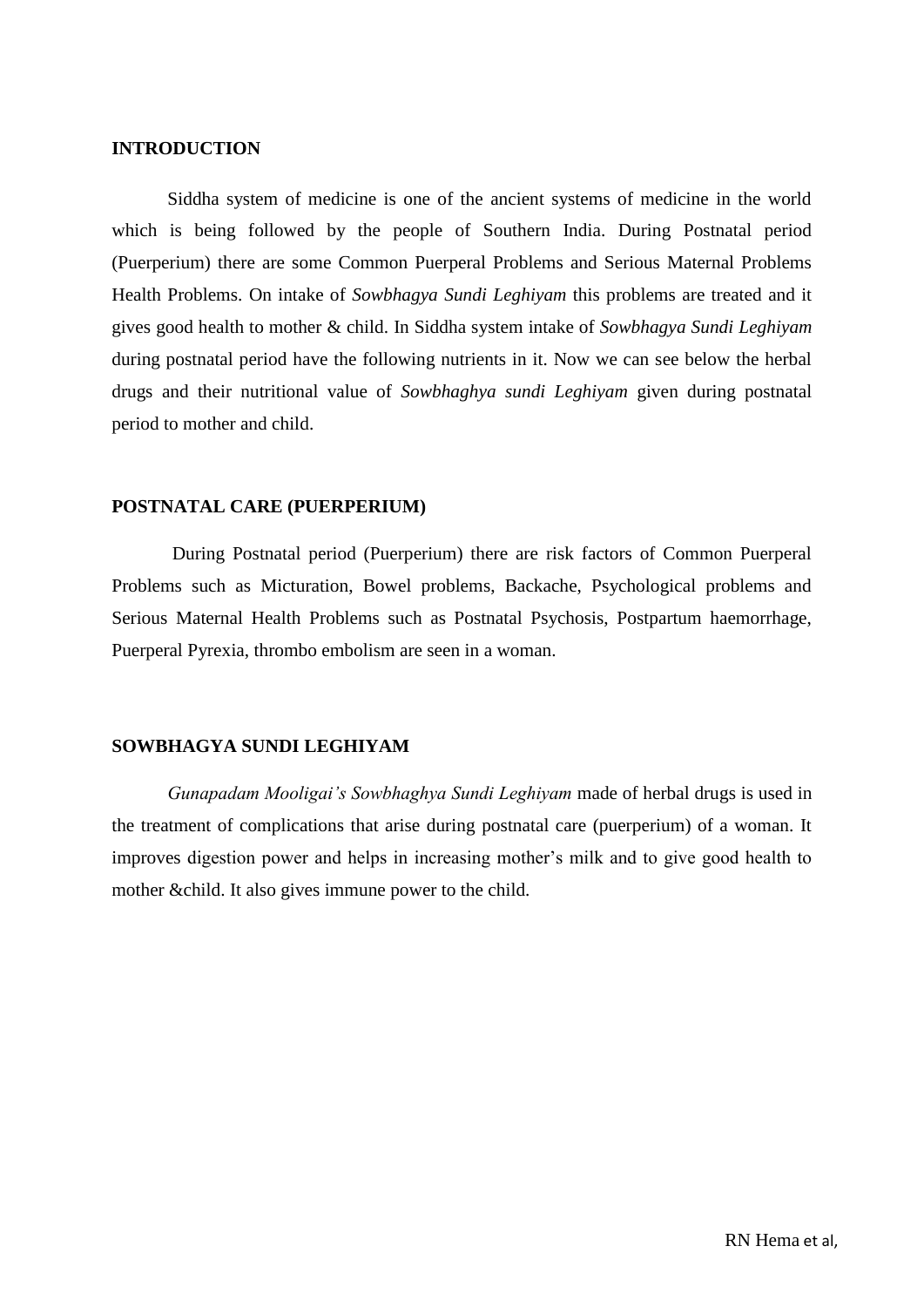## INTRODUCTION

Siddha system of medicine is one of the ancient systems of medicine in the world which is being followed by the people of Southern India. During Postnatal period (Puerperium) there are some Common Puerperal Problems and Serious Maternal Problems Health Problems. On intake of *Sowbhagya Sundi Leghiyam* this problems are treated and it gives good health to mother & child. In Siddha system intake of *Sowbhagya Sundi Leghiyam* during postnatal period have the following nutrients in it. Now we can see below the herbal drugs and their nutritional value of *Sowbhaghya sundi Leghiyam* given during postnatal period to mother and child.

## POSTNATAL CARE (PUERPERIUM)

During Postnatal period (Puerperium) there are risk factors of Common Puerperal Problems such as Micturation, Bowel problems, Backache, Psychological problems and Serious Maternal Health Problems such as Postnatal Psychosis, Postpartum haemorrhage, Puerperal Pyrexia, thrombo embolism are seen in a woman.

## SOWBHAGYA SUNDI LEGHIYAM

*Gunapadam Mooligai's Sowbhaghya Sundi Leghiyam* made of herbal drugs is used in the treatment of complications that arise during postnatal care (puerperium) of a woman. It improves digestion power and helps in increasing mother's milk and to give good health to mother &child. It also gives immune power to the child.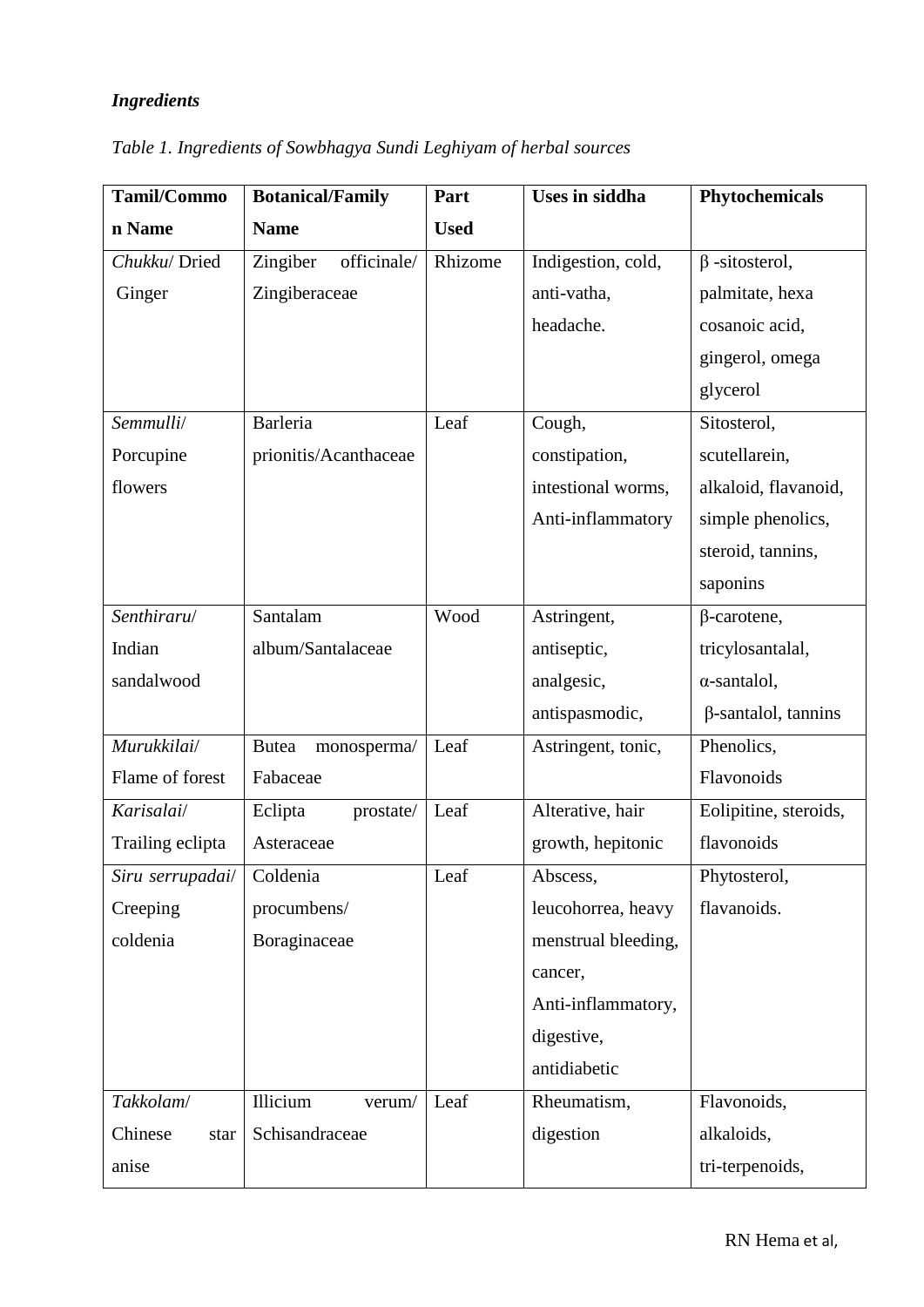*Ingredients*

*Table 1. Ingredients of Sowbhagya Sundi Leghiyam of herbal sources*

| Tamil/Common Name | Botanical/Family Name | Part Used | Uses in siddha | Phytochemicals |
|---|---|---|---|---|
| *Chukku*/ Dried Ginger | Zingiber officinale/ Zingiberaceae | Rhizome | Indigestion, cold, anti-vatha, headache. | β -sitosterol, palmitate, hexa cosanoic acid, gingerol, omega glycerol |
| *Semmulli*/ Porcupine flowers | Barleria prionitis/Acanthaceae | Leaf | Cough, constipation, intestional worms, Anti-inflammatory | Sitosterol, scutellarein, alkaloid, flavanoid, simple phenolics, steroid, tannins, saponins |
| *Senthiraru*/ Indian sandalwood | Santalam album/Santalaceae | Wood | Astringent, antiseptic, analgesic, antispasmodic, | β-carotene, tricylosantalal, α-santalol, β-santalol, tannins |
| *Murukkilai*/ Flame of forest | Butea monosperma/ Fabaceae | Leaf | Astringent, tonic, | Phenolics, Flavonoids |
| *Karisalai*/ Trailing eclipta | Eclipta prostate/ Asteraceae | Leaf | Alterative, hair growth, hepitonic | Eolipitine, steroids, flavonoids |
| *Siru serrupadai*/ Creeping coldenia | Coldenia procumbens/ Boraginaceae | Leaf | Abscess, leucohorrea, heavy menstrual bleeding, cancer, Anti-inflammatory, digestive, antidiabetic | Phytosterol, flavanoids. |
| *Takkolam*/ Chinese star anise | Illicium verum/ Schisandraceae | Leaf | Rheumatism, digestion | Flavonoids, alkaloids, tri-terpenoids, |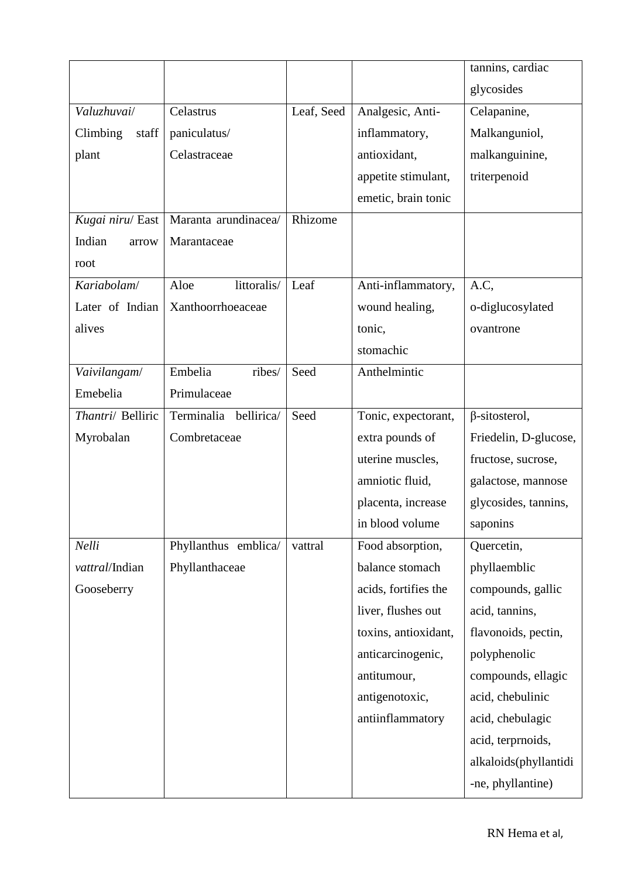| | | | | tannins, cardiac glycosides |
|---|---|---|---|---|
| *Valuzhuvai*/ Climbing staff plant | Celastrus paniculatus/ Celastraceae | Leaf, Seed | Analgesic, Anti-inflammatory, antioxidant, appetite stimulant, emetic, brain tonic | Celapanine, Malkanguniol, malkanguinine, triterpenoid |
| *Kugai niru*/ East Indian arrow root | Maranta arundinacea/ Marantaceae | Rhizome | | |
| *Kariabolam*/ Later of Indian alives | Aloe littoralis/ Xanthoorrhoeaceae | Leaf | Anti-inflammatory, wound healing, tonic, stomachic | A.C, o-diglucosylated ovantrone |
| *Vaivilangam*/ Emebelia | Embelia ribes/ Primulaceae | Seed | Anthelmintic | |
| *Thantri*/ Belliric Myrobalan | Terminalia bellirica/ Combretaceae | Seed | Tonic, expectorant, extra pounds of uterine muscles, amniotic fluid, placenta, increase in blood volume | β-sitosterol, Friedelin, D-glucose, fructose, sucrose, galactose, mannose glycosides, tannins, saponins |
| *Nelli vattral*/Indian Gooseberry | Phyllanthus emblica/ Phyllanthaceae | vattral | Food absorption, balance stomach acids, fortifies the liver, flushes out toxins, antioxidant, anticarcinogenic, antitumour, antigenotoxic, antiinflammatory | Quercetin, phyllaemblic compounds, gallic acid, tannins, flavonoids, pectin, polyphenolic compounds, ellagic acid, chebulinic acid, chebulagic acid, terprnoids, alkaloids(phyllantidi-ne, phyllantine) |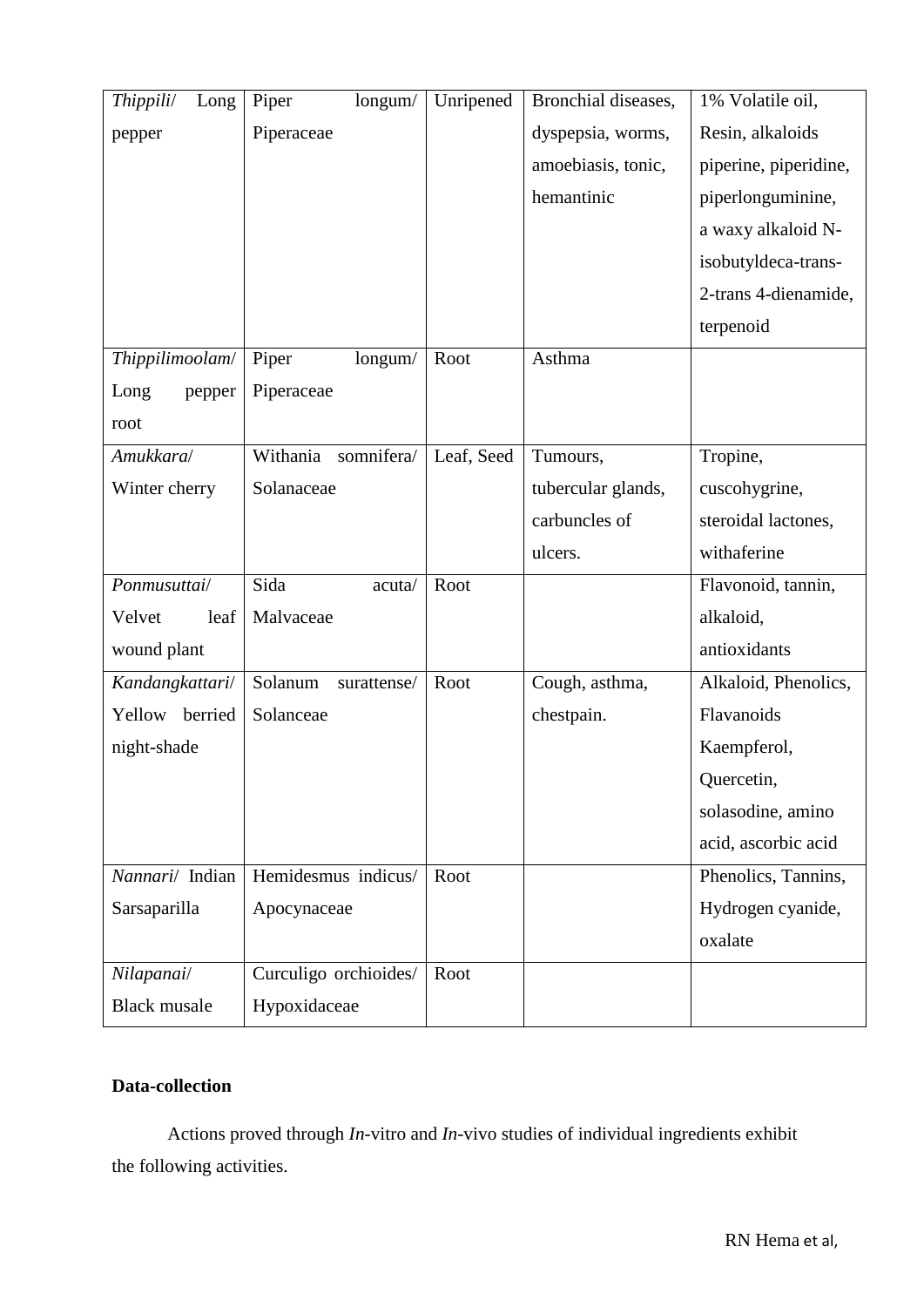| *Thippili*/ Long pepper | Piper longum/ Piperaceae | Unripened | Bronchial diseases, dyspepsia, worms, amoebiasis, tonic, hemantinic | 1% Volatile oil, Resin, alkaloids piperine, piperidine, piperlonguminine, a waxy alkaloid N-isobutyldeca-trans-2-trans 4-dienamide, terpenoid |
|---|---|---|---|---|
| *Thippilimoolam*/ Long pepper root | Piper longum/ Piperaceae | Root | Asthma | |
| *Amukkara*/ Winter cherry | Withania somnifera/ Solanaceae | Leaf, Seed | Tumours, tubercular glands, carbuncles of ulcers. | Tropine, cuscohygrine, steroidal lactones, withaferine |
| *Ponmusuttai*/ Velvet leaf wound plant | Sida acuta/ Malvaceae | Root | | Flavonoid, tannin, alkaloid, antioxidants |
| *Kandangkattari*/ Yellow berried night-shade | Solanum surattense/ Solanceae | Root | Cough, asthma, chestpain. | Alkaloid, Phenolics, Flavanoids Kaempferol, Quercetin, solasodine, amino acid, ascorbic acid |
| *Nannari*/ Indian Sarsaparilla | Hemidesmus indicus/ Apocynaceae | Root | | Phenolics, Tannins, Hydrogen cyanide, oxalate |
| *Nilapanai*/ Black musale | Curculigo orchioides/ Hypoxidaceae | Root | | |

**Data-collection**

Actions proved through *In*-vitro and *In*-vivo studies of individual ingredients exhibit the following activities.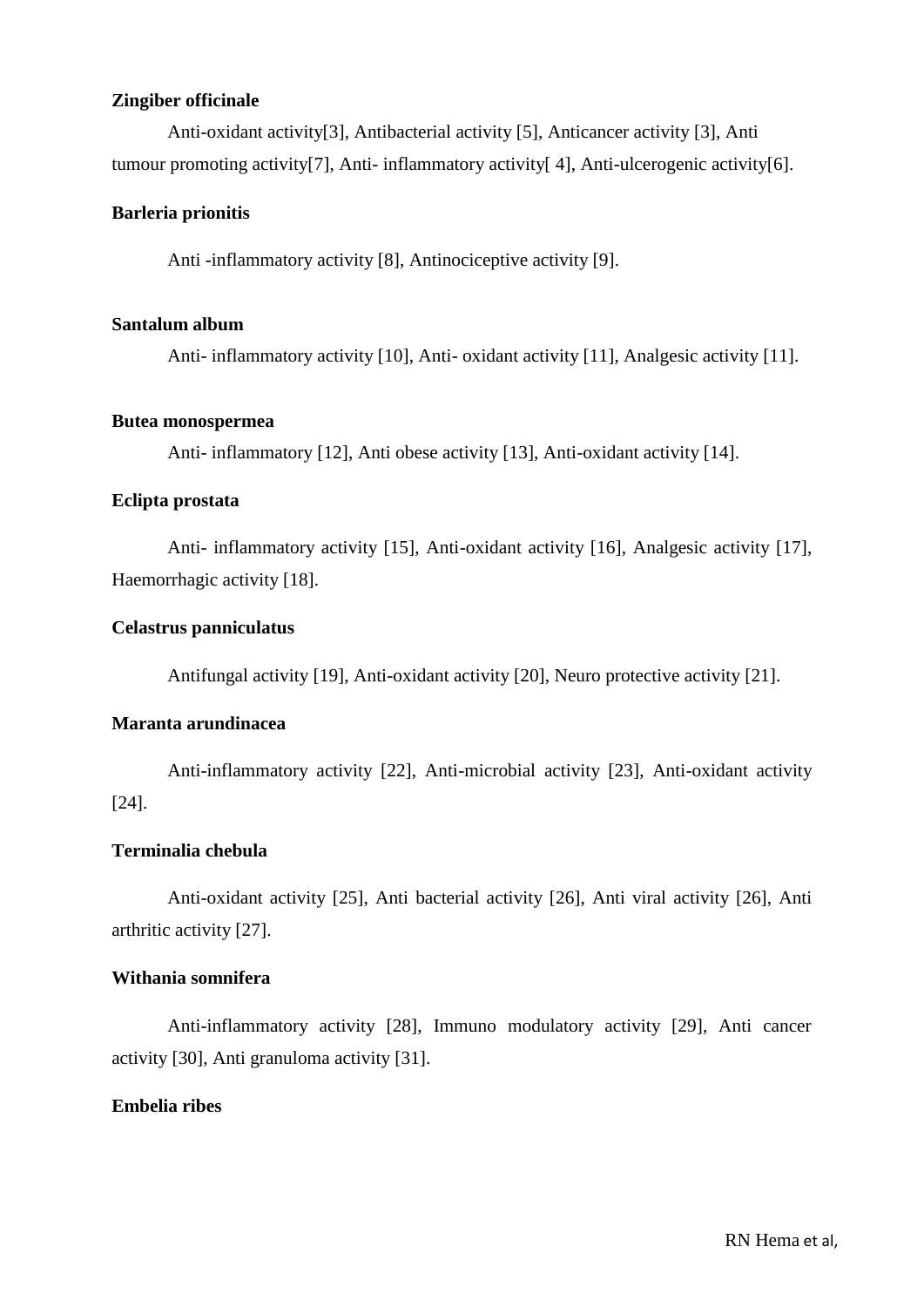**Zingiber officinale**

Anti-oxidant activity[3], Antibacterial activity [5], Anticancer activity [3], Anti tumour promoting activity[7], Anti- inflammatory activity[ 4], Anti-ulcerogenic activity[6].

**Barleria prionitis**

Anti -inflammatory activity [8], Antinociceptive activity [9].

**Santalum album**

Anti- inflammatory activity [10], Anti- oxidant activity [11], Analgesic activity [11].

**Butea monospermea**

Anti- inflammatory [12], Anti obese activity [13], Anti-oxidant activity [14].

**Eclipta prostata**

Anti- inflammatory activity [15], Anti-oxidant activity [16], Analgesic activity [17], Haemorrhagic activity [18].

**Celastrus panniculatus**

Antifungal activity [19], Anti-oxidant activity [20], Neuro protective activity [21].

**Maranta arundinacea**

Anti-inflammatory activity [22], Anti-microbial activity [23], Anti-oxidant activity [24].

**Terminalia chebula**

Anti-oxidant activity [25], Anti bacterial activity [26], Anti viral activity [26], Anti arthritic activity [27].

**Withania somnifera**

Anti-inflammatory activity [28], Immuno modulatory activity [29], Anti cancer activity [30], Anti granuloma activity [31].

**Embelia ribes**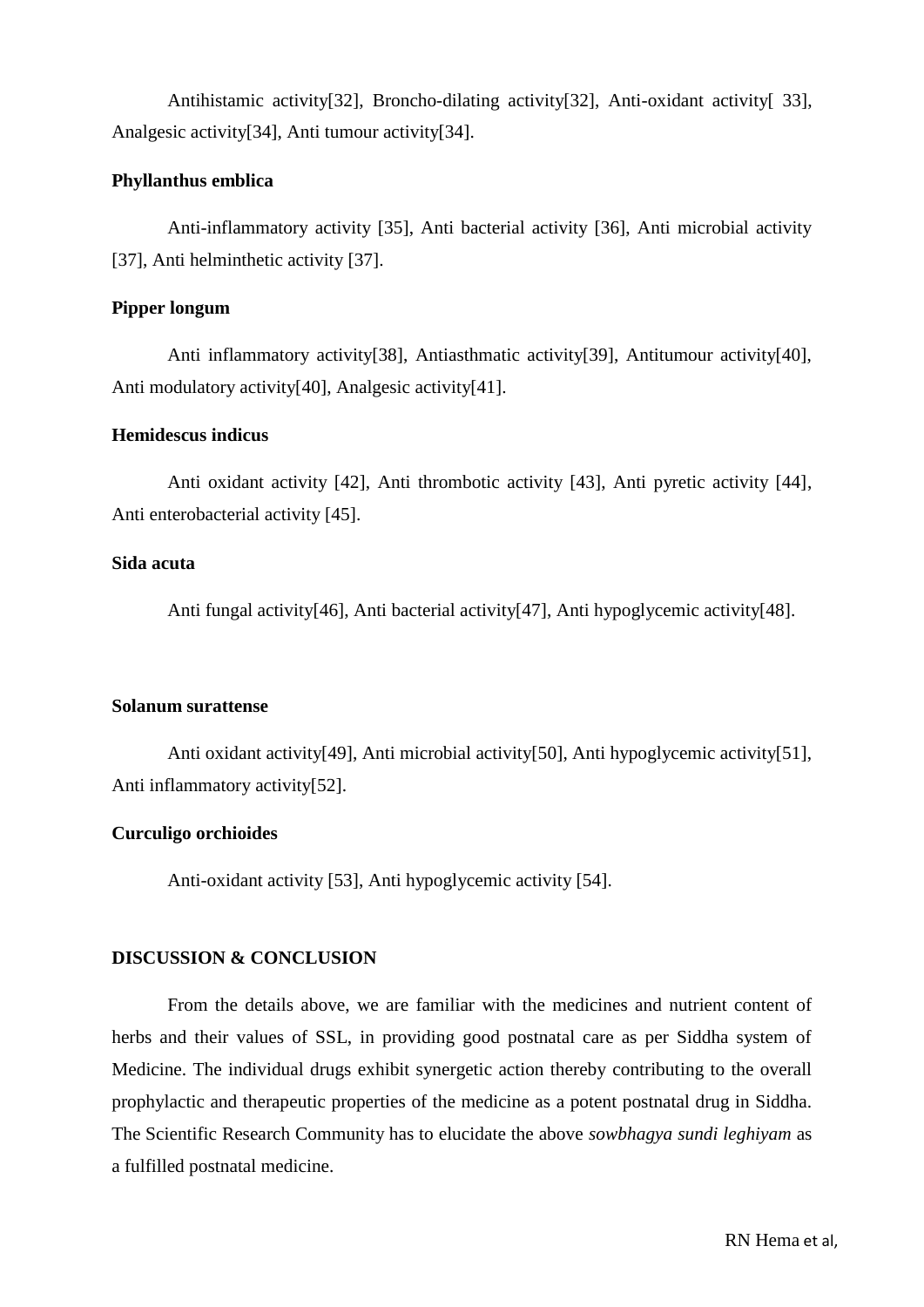Antihistamic activity[32], Broncho-dilating activity[32], Anti-oxidant activity[ 33], Analgesic activity[34], Anti tumour activity[34].

**Phyllanthus emblica**

Anti-inflammatory activity [35], Anti bacterial activity [36], Anti microbial activity [37], Anti helminthetic activity [37].

**Pipper longum**

Anti inflammatory activity[38], Antiasthmatic activity[39], Antitumour activity[40], Anti modulatory activity[40], Analgesic activity[41].

**Hemidescus indicus**

Anti oxidant activity [42], Anti thrombotic activity [43], Anti pyretic activity [44], Anti enterobacterial activity [45].

**Sida acuta**

Anti fungal activity[46], Anti bacterial activity[47], Anti hypoglycemic activity[48].

**Solanum surattense**

Anti oxidant activity[49], Anti microbial activity[50], Anti hypoglycemic activity[51], Anti inflammatory activity[52].

**Curculigo orchioides**

Anti-oxidant activity [53], Anti hypoglycemic activity [54].

**DISCUSSION & CONCLUSION**

From the details above, we are familiar with the medicines and nutrient content of herbs and their values of SSL, in providing good postnatal care as per Siddha system of Medicine. The individual drugs exhibit synergetic action thereby contributing to the overall prophylactic and therapeutic properties of the medicine as a potent postnatal drug in Siddha. The Scientific Research Community has to elucidate the above *sowbhagya sundi leghiyam* as a fulfilled postnatal medicine.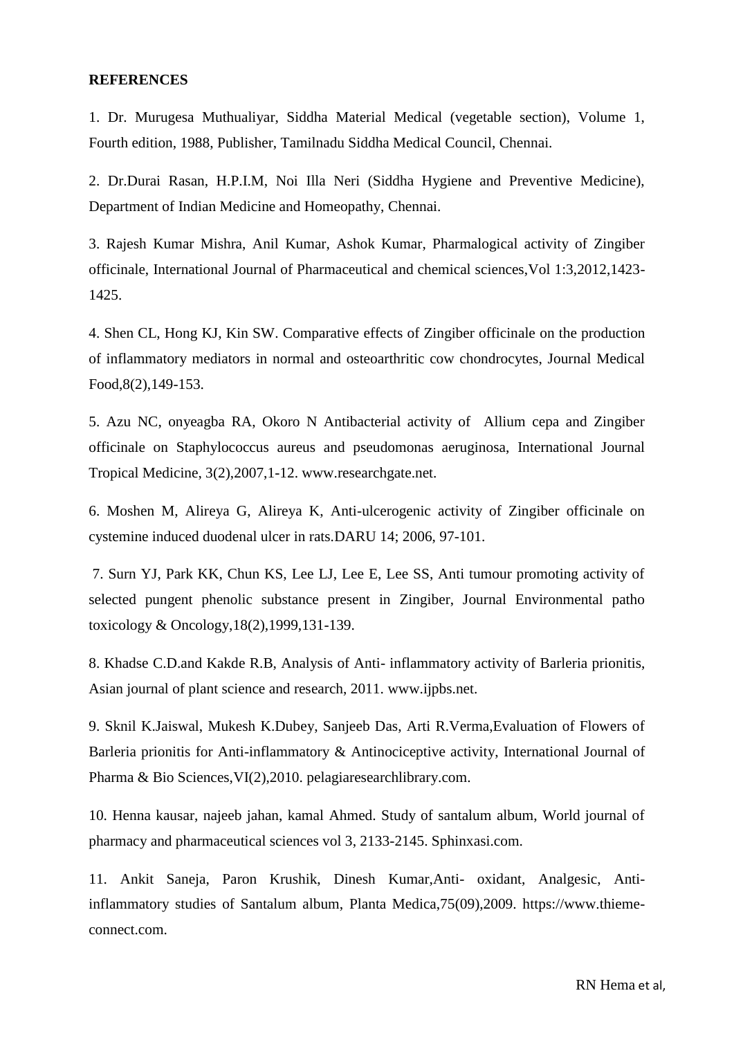**REFERENCES**

1. Dr. Murugesa Muthualiyar, Siddha Material Medical (vegetable section), Volume 1, Fourth edition, 1988, Publisher, Tamilnadu Siddha Medical Council, Chennai.

2. Dr.Durai Rasan, H.P.I.M, Noi Illa Neri (Siddha Hygiene and Preventive Medicine), Department of Indian Medicine and Homeopathy, Chennai.

3. Rajesh Kumar Mishra, Anil Kumar, Ashok Kumar, Pharmalogical activity of Zingiber officinale, International Journal of Pharmaceutical and chemical sciences,Vol 1:3,2012,1423-1425.

4. Shen CL, Hong KJ, Kin SW. Comparative effects of Zingiber officinale on the production of inflammatory mediators in normal and osteoarthritic cow chondrocytes, Journal Medical Food,8(2),149-153.

5. Azu NC, onyeagba RA, Okoro N Antibacterial activity of Allium cepa and Zingiber officinale on Staphylococcus aureus and pseudomonas aeruginosa, International Journal Tropical Medicine, 3(2),2007,1-12. www.researchgate.net.

6. Moshen M, Alireya G, Alireya K, Anti-ulcerogenic activity of Zingiber officinale on cystemine induced duodenal ulcer in rats.DARU 14; 2006, 97-101.

7. Surn YJ, Park KK, Chun KS, Lee LJ, Lee E, Lee SS, Anti tumour promoting activity of selected pungent phenolic substance present in Zingiber, Journal Environmental patho toxicology & Oncology,18(2),1999,131-139.

8. Khadse C.D.and Kakde R.B, Analysis of Anti- inflammatory activity of Barleria prionitis, Asian journal of plant science and research, 2011. www.ijpbs.net.

9. Sknil K.Jaiswal, Mukesh K.Dubey, Sanjeeb Das, Arti R.Verma,Evaluation of Flowers of Barleria prionitis for Anti-inflammatory & Antinociceptive activity, International Journal of Pharma & Bio Sciences,VI(2),2010. pelagiaresearchlibrary.com.

10. Henna kausar, najeeb jahan, kamal Ahmed. Study of santalum album, World journal of pharmacy and pharmaceutical sciences vol 3, 2133-2145. Sphinxasi.com.

11. Ankit Saneja, Paron Krushik, Dinesh Kumar,Anti- oxidant, Analgesic, Anti-inflammatory studies of Santalum album, Planta Medica,75(09),2009. https://www.thieme-connect.com.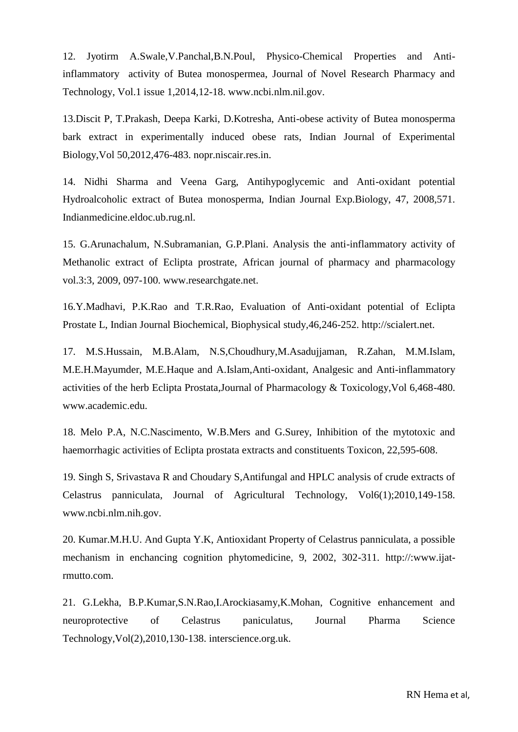12. Jyotirm A.Swale,V.Panchal,B.N.Poul, Physico-Chemical Properties and Anti-inflammatory activity of Butea monospermea, Journal of Novel Research Pharmacy and Technology, Vol.1 issue 1,2014,12-18. www.ncbi.nlm.nil.gov.

13.Discit P, T.Prakash, Deepa Karki, D.Kotresha, Anti-obese activity of Butea monosperma bark extract in experimentally induced obese rats, Indian Journal of Experimental Biology,Vol 50,2012,476-483. nopr.niscair.res.in.

14. Nidhi Sharma and Veena Garg, Antihypoglycemic and Anti-oxidant potential Hydroalcoholic extract of Butea monosperma, Indian Journal Exp.Biology, 47, 2008,571. Indianmedicine.eldoc.ub.rug.nl.

15. G.Arunachalum, N.Subramanian, G.P.Plani. Analysis the anti-inflammatory activity of Methanolic extract of Eclipta prostrate, African journal of pharmacy and pharmacology vol.3:3, 2009, 097-100. www.researchgate.net.

16.Y.Madhavi, P.K.Rao and T.R.Rao, Evaluation of Anti-oxidant potential of Eclipta Prostate L, Indian Journal Biochemical, Biophysical study,46,246-252. http://scialert.net.

17. M.S.Hussain, M.B.Alam, N.S,Choudhury,M.Asadujjaman, R.Zahan, M.M.Islam, M.E.H.Mayumder, M.E.Haque and A.Islam,Anti-oxidant, Analgesic and Anti-inflammatory activities of the herb Eclipta Prostata,Journal of Pharmacology & Toxicology,Vol 6,468-480. www.academic.edu.

18. Melo P.A, N.C.Nascimento, W.B.Mers and G.Surey, Inhibition of the mytotoxic and haemorrhagic activities of Eclipta prostata extracts and constituents Toxicon, 22,595-608.

19. Singh S, Srivastava R and Choudary S,Antifungal and HPLC analysis of crude extracts of Celastrus panniculata, Journal of Agricultural Technology, Vol6(1);2010,149-158. www.ncbi.nlm.nih.gov.

20. Kumar.M.H.U. And Gupta Y.K, Antioxidant Property of Celastrus panniculata, a possible mechanism in enchancing cognition phytomedicine, 9, 2002, 302-311. http://:www.ijat-rmutto.com.

21. G.Lekha, B.P.Kumar,S.N.Rao,I.Arockiasamy,K.Mohan, Cognitive enhancement and neuroprotective of Celastrus paniculatus, Journal Pharma Science Technology,Vol(2),2010,130-138. interscience.org.uk.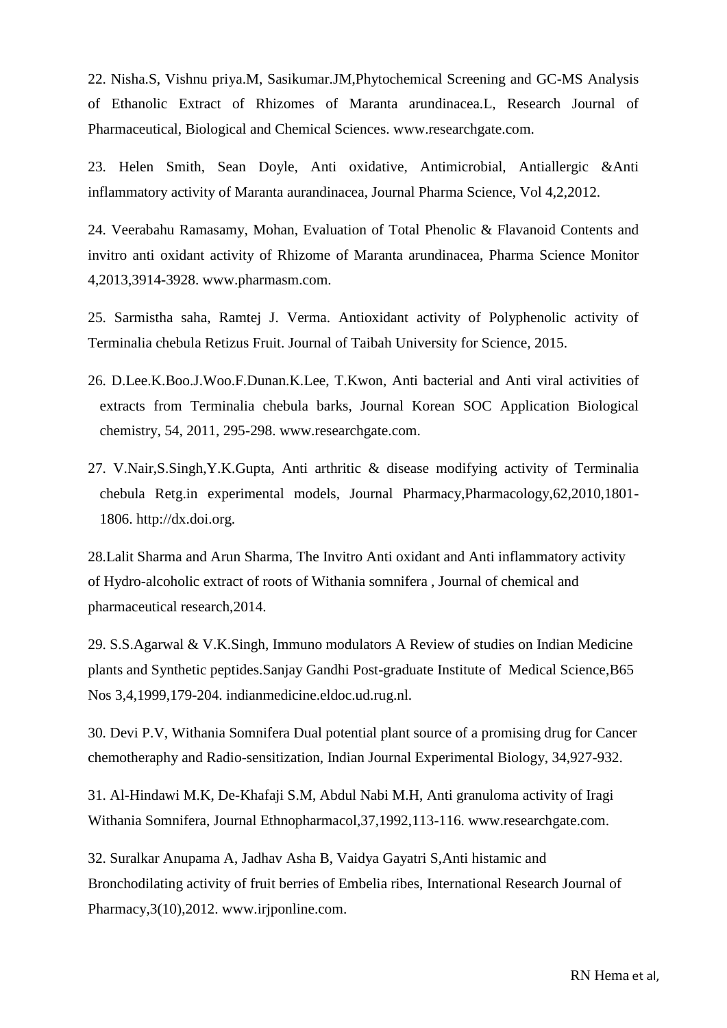22. Nisha.S, Vishnu priya.M, Sasikumar.JM,Phytochemical Screening and GC-MS Analysis of Ethanolic Extract of Rhizomes of Maranta arundinacea.L, Research Journal of Pharmaceutical, Biological and Chemical Sciences. www.researchgate.com.

23. Helen Smith, Sean Doyle, Anti oxidative, Antimicrobial, Antiallergic &Anti inflammatory activity of Maranta aurandinacea, Journal Pharma Science, Vol 4,2,2012.

24. Veerabahu Ramasamy, Mohan, Evaluation of Total Phenolic & Flavanoid Contents and invitro anti oxidant activity of Rhizome of Maranta arundinacea, Pharma Science Monitor 4,2013,3914-3928. www.pharmasm.com.

25. Sarmistha saha, Ramtej J. Verma. Antioxidant activity of Polyphenolic activity of Terminalia chebula Retizus Fruit. Journal of Taibah University for Science, 2015.

26. D.Lee.K.Boo.J.Woo.F.Dunan.K.Lee, T.Kwon, Anti bacterial and Anti viral activities of extracts from Terminalia chebula barks, Journal Korean SOC Application Biological chemistry, 54, 2011, 295-298. www.researchgate.com.

27. V.Nair,S.Singh,Y.K.Gupta, Anti arthritic & disease modifying activity of Terminalia chebula Retg.in experimental models, Journal Pharmacy,Pharmacology,62,2010,1801-1806. http://dx.doi.org.

28.Lalit Sharma and Arun Sharma, The Invitro Anti oxidant and Anti inflammatory activity of Hydro-alcoholic extract of roots of Withania somnifera , Journal of chemical and pharmaceutical research,2014.

29. S.S.Agarwal & V.K.Singh, Immuno modulators A Review of studies on Indian Medicine plants and Synthetic peptides.Sanjay Gandhi Post-graduate Institute of Medical Science,B65 Nos 3,4,1999,179-204. indianmedicine.eldoc.ud.rug.nl.

30. Devi P.V, Withania Somnifera Dual potential plant source of a promising drug for Cancer chemotheraphy and Radio-sensitization, Indian Journal Experimental Biology, 34,927-932.

31. Al-Hindawi M.K, De-Khafaji S.M, Abdul Nabi M.H, Anti granuloma activity of Iragi Withania Somnifera, Journal Ethnopharmacol,37,1992,113-116. www.researchgate.com.

32. Suralkar Anupama A, Jadhav Asha B, Vaidya Gayatri S,Anti histamic and Bronchodilating activity of fruit berries of Embelia ribes, International Research Journal of Pharmacy,3(10),2012. www.irjponline.com.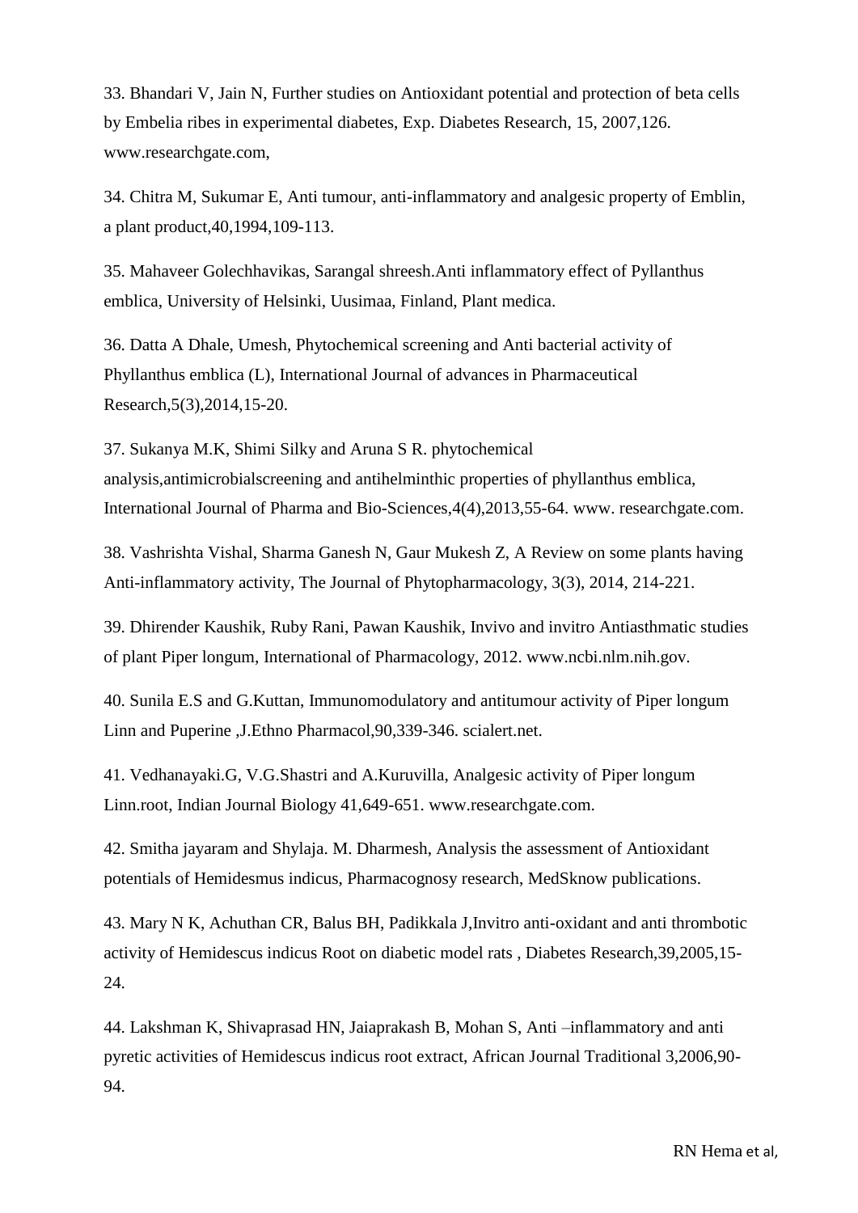33. Bhandari V, Jain N, Further studies on Antioxidant potential and protection of beta cells by Embelia ribes in experimental diabetes, Exp. Diabetes Research, 15, 2007,126. www.researchgate.com,

34. Chitra M, Sukumar E, Anti tumour, anti-inflammatory and analgesic property of Emblin, a plant product,40,1994,109-113.

35. Mahaveer Golechhavikas, Sarangal shreesh.Anti inflammatory effect of Pyllanthus emblica, University of Helsinki, Uusimaa, Finland, Plant medica.

36. Datta A Dhale, Umesh, Phytochemical screening and Anti bacterial activity of Phyllanthus emblica (L), International Journal of advances in Pharmaceutical Research,5(3),2014,15-20.

37. Sukanya M.K, Shimi Silky and Aruna S R. phytochemical analysis,antimicrobialscreening and antihelminthic properties of phyllanthus emblica, International Journal of Pharma and Bio-Sciences,4(4),2013,55-64. www. researchgate.com.

38. Vashrishta Vishal, Sharma Ganesh N, Gaur Mukesh Z, A Review on some plants having Anti-inflammatory activity, The Journal of Phytopharmacology, 3(3), 2014, 214-221.

39. Dhirender Kaushik, Ruby Rani, Pawan Kaushik, Invivo and invitro Antiasthmatic studies of plant Piper longum, International of Pharmacology, 2012. www.ncbi.nlm.nih.gov.

40. Sunila E.S and G.Kuttan, Immunomodulatory and antitumour activity of Piper longum Linn and Puperine ,J.Ethno Pharmacol,90,339-346. scialert.net.

41. Vedhanayaki.G, V.G.Shastri and A.Kuruvilla, Analgesic activity of Piper longum Linn.root, Indian Journal Biology 41,649-651. www.researchgate.com.

42. Smitha jayaram and Shylaja. M. Dharmesh, Analysis the assessment of Antioxidant potentials of Hemidesmus indicus, Pharmacognosy research, MedSknow publications.

43. Mary N K, Achuthan CR, Balus BH, Padikkala J,Invitro anti-oxidant and anti thrombotic activity of Hemidescus indicus Root on diabetic model rats , Diabetes Research,39,2005,15-24.

44. Lakshman K, Shivaprasad HN, Jaiaprakash B, Mohan S, Anti –inflammatory and anti pyretic activities of Hemidescus indicus root extract, African Journal Traditional 3,2006,90-94.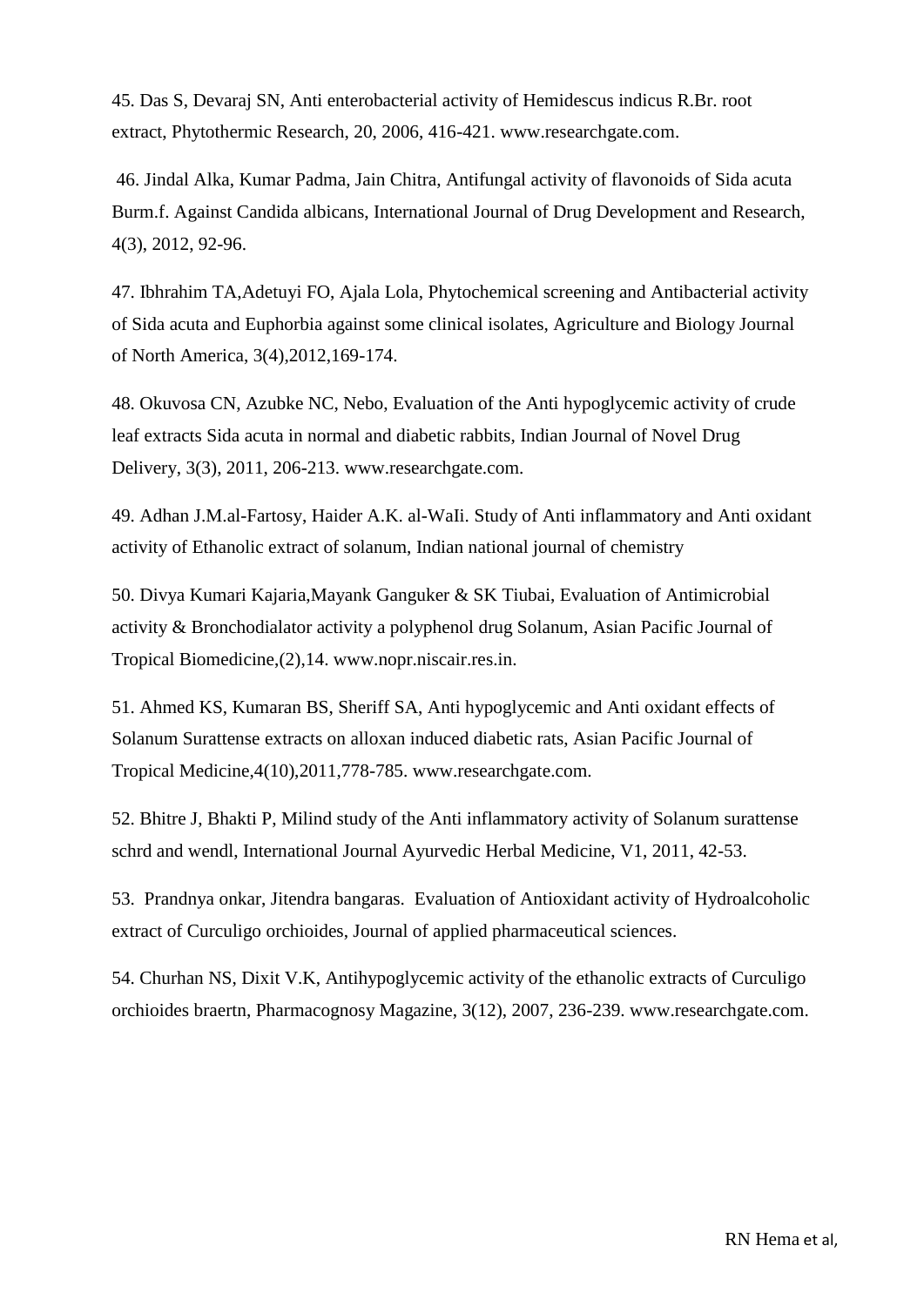45. Das S, Devaraj SN, Anti enterobacterial activity of Hemidescus indicus R.Br. root extract, Phytothermic Research, 20, 2006, 416-421. www.researchgate.com.

46. Jindal Alka, Kumar Padma, Jain Chitra, Antifungal activity of flavonoids of Sida acuta Burm.f. Against Candida albicans, International Journal of Drug Development and Research, 4(3), 2012, 92-96.

47. Ibhrahim TA,Adetuyi FO, Ajala Lola, Phytochemical screening and Antibacterial activity of Sida acuta and Euphorbia against some clinical isolates, Agriculture and Biology Journal of North America, 3(4),2012,169-174.

48. Okuvosa CN, Azubke NC, Nebo, Evaluation of the Anti hypoglycemic activity of crude leaf extracts Sida acuta in normal and diabetic rabbits, Indian Journal of Novel Drug Delivery, 3(3), 2011, 206-213. www.researchgate.com.

49. Adhan J.M.al-Fartosy, Haider A.K. al-WaIi. Study of Anti inflammatory and Anti oxidant activity of Ethanolic extract of solanum, Indian national journal of chemistry

50. Divya Kumari Kajaria,Mayank Ganguker & SK Tiubai, Evaluation of Antimicrobial activity & Bronchodialator activity a polyphenol drug Solanum, Asian Pacific Journal of Tropical Biomedicine,(2),14. www.nopr.niscair.res.in.

51. Ahmed KS, Kumaran BS, Sheriff SA, Anti hypoglycemic and Anti oxidant effects of Solanum Surattense extracts on alloxan induced diabetic rats, Asian Pacific Journal of Tropical Medicine,4(10),2011,778-785. www.researchgate.com.

52. Bhitre J, Bhakti P, Milind study of the Anti inflammatory activity of Solanum surattense schrd and wendl, International Journal Ayurvedic Herbal Medicine, V1, 2011, 42-53.

53. Prandnya onkar, Jitendra bangaras. Evaluation of Antioxidant activity of Hydroalcoholic extract of Curculigo orchioides, Journal of applied pharmaceutical sciences.

54. Churhan NS, Dixit V.K, Antihypoglycemic activity of the ethanolic extracts of Curculigo orchioides braertn, Pharmacognosy Magazine, 3(12), 2007, 236-239. www.researchgate.com.